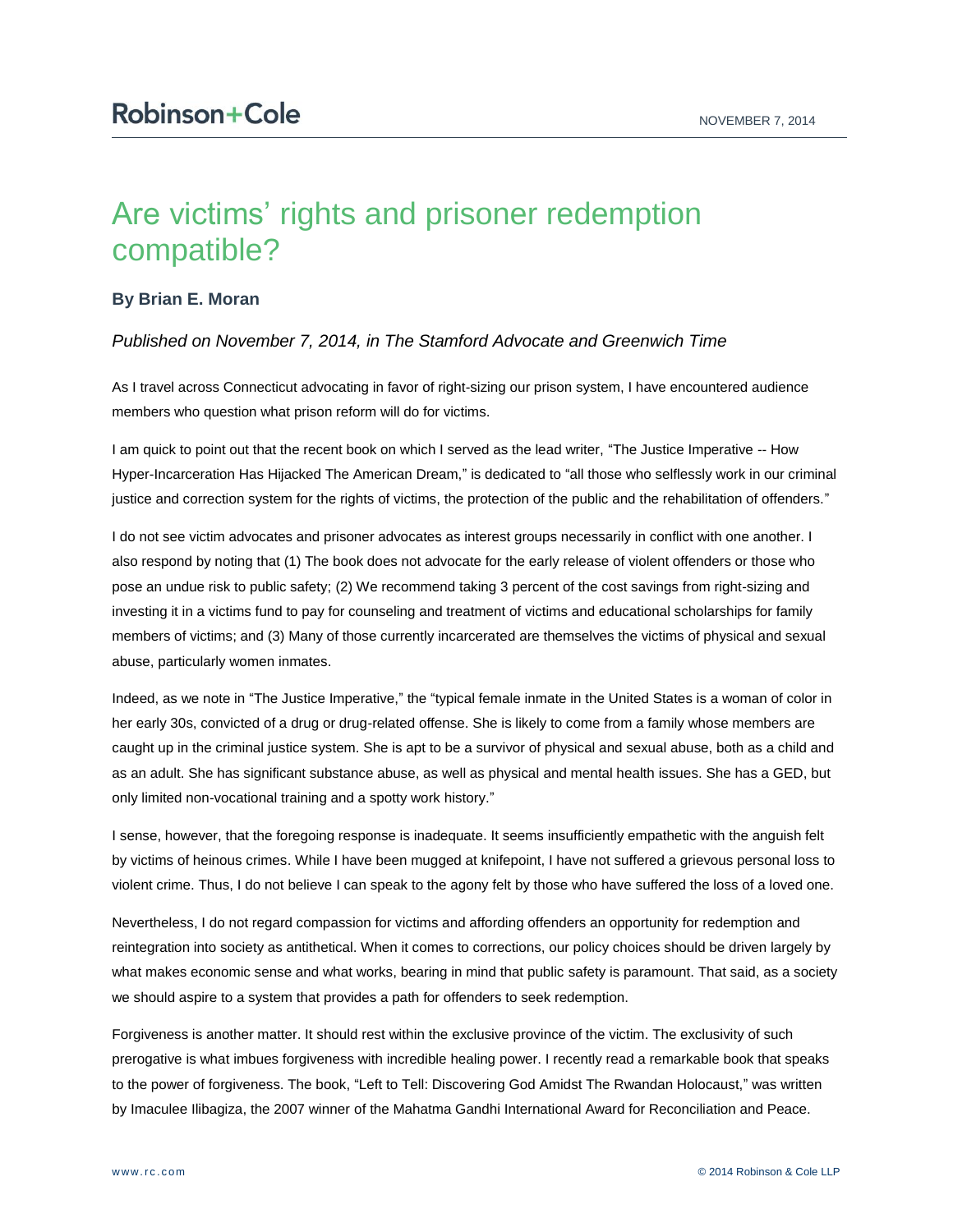# Are victims' rights and prisoner redemption compatible?

**By Brian E. Moran**

*Published on November 7, 2014, in The Stamford Advocate and Greenwich Time*

As I travel across Connecticut advocating in favor of right-sizing our prison system, I have encountered audience members who question what prison reform will do for victims.

I am quick to point out that the recent book on which I served as the lead writer, "The Justice Imperative -- How Hyper-Incarceration Has Hijacked The American Dream," is dedicated to "all those who selflessly work in our criminal justice and correction system for the rights of victims, the protection of the public and the rehabilitation of offenders."

I do not see victim advocates and prisoner advocates as interest groups necessarily in conflict with one another. I also respond by noting that (1) The book does not advocate for the early release of violent offenders or those who pose an undue risk to public safety; (2) We recommend taking 3 percent of the cost savings from right-sizing and investing it in a victims fund to pay for counseling and treatment of victims and educational scholarships for family members of victims; and (3) Many of those currently incarcerated are themselves the victims of physical and sexual abuse, particularly women inmates.

Indeed, as we note in "The Justice Imperative," the "typical female inmate in the United States is a woman of color in her early 30s, convicted of a drug or drug-related offense. She is likely to come from a family whose members are caught up in the criminal justice system. She is apt to be a survivor of physical and sexual abuse, both as a child and as an adult. She has significant substance abuse, as well as physical and mental health issues. She has a GED, but only limited non-vocational training and a spotty work history."

I sense, however, that the foregoing response is inadequate. It seems insufficiently empathetic with the anguish felt by victims of heinous crimes. While I have been mugged at knifepoint, I have not suffered a grievous personal loss to violent crime. Thus, I do not believe I can speak to the agony felt by those who have suffered the loss of a loved one.

Nevertheless, I do not regard compassion for victims and affording offenders an opportunity for redemption and reintegration into society as antithetical. When it comes to corrections, our policy choices should be driven largely by what makes economic sense and what works, bearing in mind that public safety is paramount. That said, as a society we should aspire to a system that provides a path for offenders to seek redemption.

Forgiveness is another matter. It should rest within the exclusive province of the victim. The exclusivity of such prerogative is what imbues forgiveness with incredible healing power. I recently read a remarkable book that speaks to the power of forgiveness. The book, "Left to Tell: Discovering God Amidst The Rwandan Holocaust," was written by Imaculee Ilibagiza, the 2007 winner of the Mahatma Gandhi International Award for Reconciliation and Peace.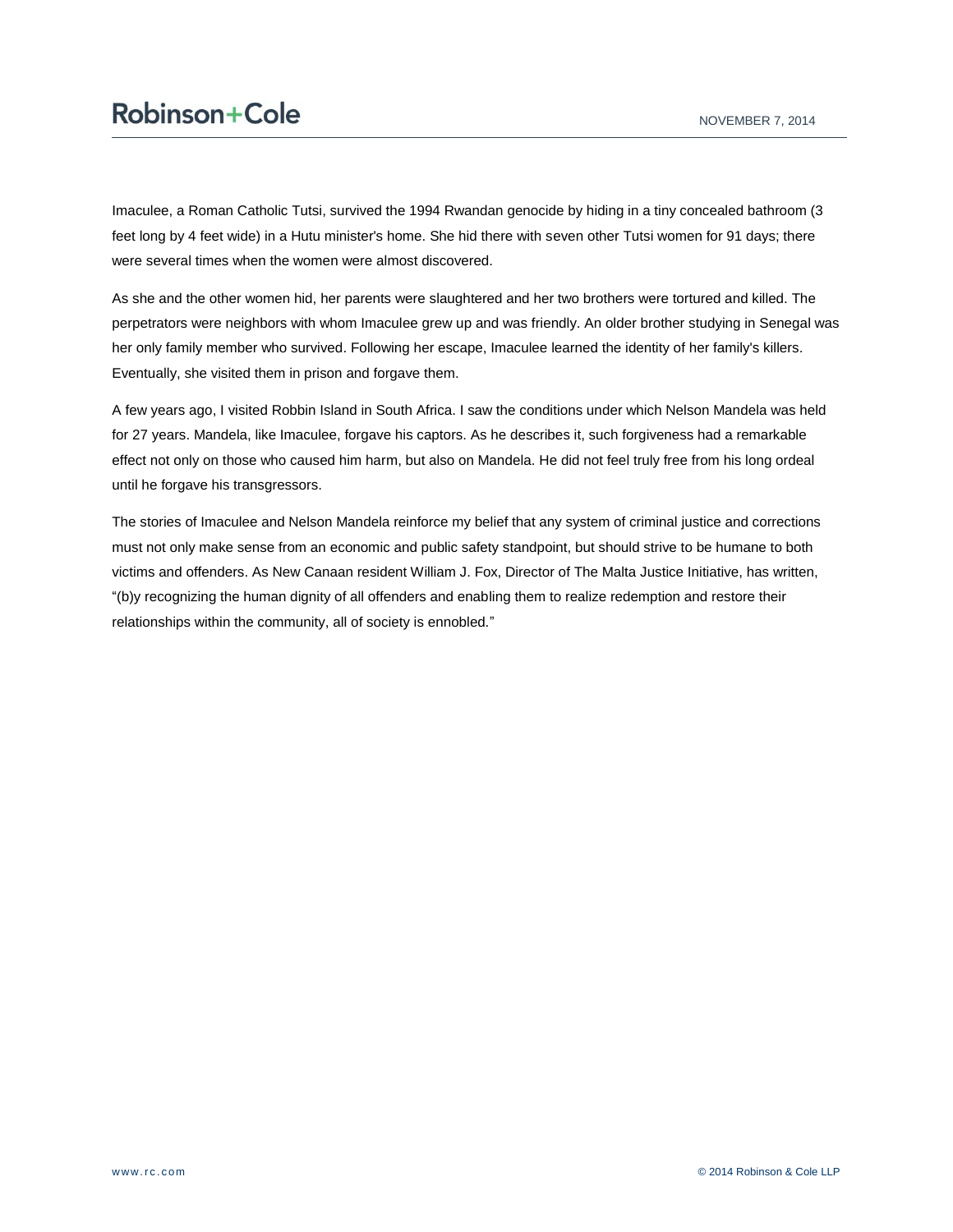Imaculee, a Roman Catholic Tutsi, survived the 1994 Rwandan genocide by hiding in a tiny concealed bathroom (3 feet long by 4 feet wide) in a Hutu minister's home. She hid there with seven other Tutsi women for 91 days; there were several times when the women were almost discovered.

As she and the other women hid, her parents were slaughtered and her two brothers were tortured and killed. The perpetrators were neighbors with whom Imaculee grew up and was friendly. An older brother studying in Senegal was her only family member who survived. Following her escape, Imaculee learned the identity of her family's killers. Eventually, she visited them in prison and forgave them.

A few years ago, I visited Robbin Island in South Africa. I saw the conditions under which Nelson Mandela was held for 27 years. Mandela, like Imaculee, forgave his captors. As he describes it, such forgiveness had a remarkable effect not only on those who caused him harm, but also on Mandela. He did not feel truly free from his long ordeal until he forgave his transgressors.

The stories of Imaculee and Nelson Mandela reinforce my belief that any system of criminal justice and corrections must not only make sense from an economic and public safety standpoint, but should strive to be humane to both victims and offenders. As New Canaan resident William J. Fox, Director of The Malta Justice Initiative, has written, "(b)y recognizing the human dignity of all offenders and enabling them to realize redemption and restore their relationships within the community, all of society is ennobled."